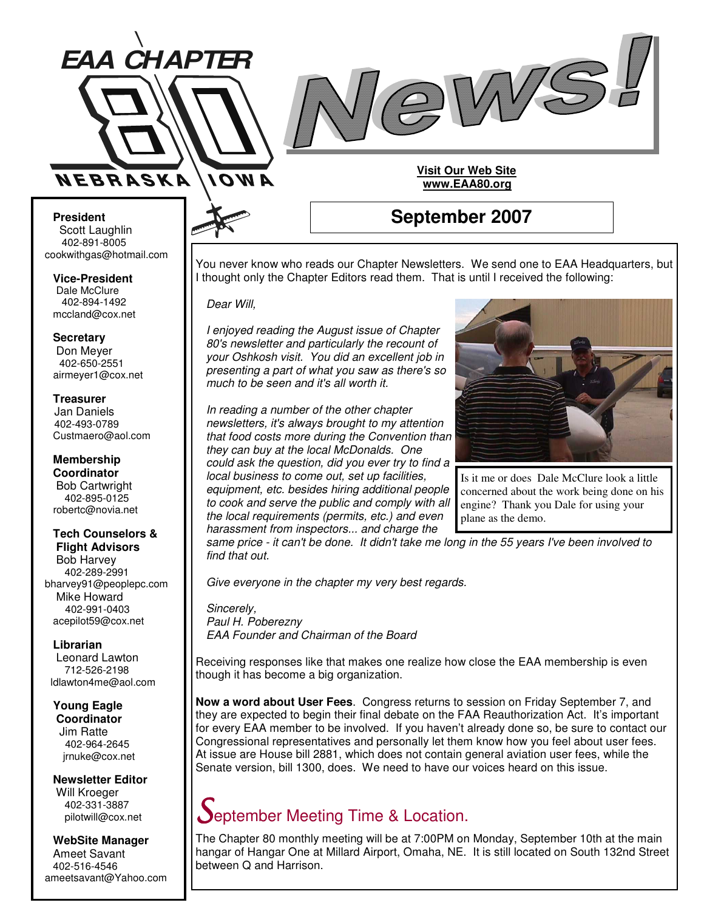# EAA CHAPTER 80 NEBRASKA IOWA

# News!

**Visit Our Web Site**
**www.EAA80.org**

## September 2007

**President**
Scott Laughlin
402-891-8005
cookwithgas@hotmail.com

**Vice-President**
Dale McClure
402-894-1492
mccland@cox.net

**Secretary**
Don Meyer
402-650-2551
airmeyer1@cox.net

**Treasurer**
Jan Daniels
402-493-0789
Custmaero@aol.com

**Membership Coordinator**
Bob Cartwright
402-895-0125
robertc@novia.net

**Tech Counselors & Flight Advisors**
Bob Harvey
402-289-2991
bharvey91@peoplepc.com
Mike Howard
402-991-0403
acepilot59@cox.net

**Librarian**
Leonard Lawton
712-526-2198
ldlawton4me@aol.com

**Young Eagle Coordinator**
Jim Ratte
402-964-2645
jrnuke@cox.net

**Newsletter Editor**
Will Kroeger
402-331-3887
pilotwill@cox.net

**WebSite Manager**
Ameet Savant
402-516-4546
ameetsavant@Yahoo.com

You never know who reads our Chapter Newsletters. We send one to EAA Headquarters, but I thought only the Chapter Editors read them. That is until I received the following:

*Dear Will,*

*I enjoyed reading the August issue of Chapter 80's newsletter and particularly the recount of your Oshkosh visit. You did an excellent job in presenting a part of what you saw as there's so much to be seen and it's all worth it.*

*In reading a number of the other chapter newsletters, it's always brought to my attention that food costs more during the Convention than they can buy at the local McDonalds. One could ask the question, did you ever try to find a local business to come out, set up facilities, equipment, etc. besides hiring additional people to cook and serve the public and comply with all the local requirements (permits, etc.) and even harassment from inspectors... and charge the same price - it can't be done. It didn't take me long in the 55 years I've been involved to find that out.*

*Give everyone in the chapter my very best regards.*

*Sincerely,*
*Paul H. Poberezny*
*EAA Founder and Chairman of the Board*

Is it me or does Dale McClure look a little concerned about the work being done on his engine? Thank you Dale for using your plane as the demo.

Receiving responses like that makes one realize how close the EAA membership is even though it has become a big organization.

**Now a word about User Fees**. Congress returns to session on Friday September 7, and they are expected to begin their final debate on the FAA Reauthorization Act. It's important for every EAA member to be involved. If you haven't already done so, be sure to contact our Congressional representatives and personally let them know how you feel about user fees. At issue are House bill 2881, which does not contain general aviation user fees, while the Senate version, bill 1300, does. We need to have our voices heard on this issue.

## September Meeting Time & Location.

The Chapter 80 monthly meeting will be at 7:00PM on Monday, September 10th at the main hangar of Hangar One at Millard Airport, Omaha, NE. It is still located on South 132nd Street between Q and Harrison.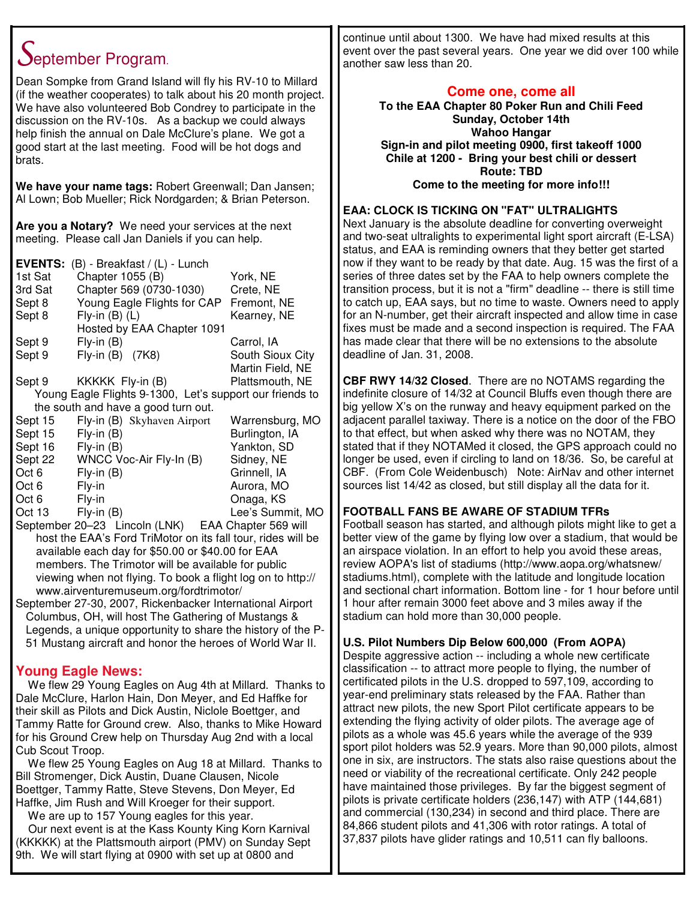## September Program.

Dean Sompke from Grand Island will fly his RV-10 to Millard (if the weather cooperates) to talk about his 20 month project. We have also volunteered Bob Condrey to participate in the discussion on the RV-10s. As a backup we could always help finish the annual on Dale McClure's plane. We got a good start at the last meeting. Food will be hot dogs and brats.

**We have your name tags:** Robert Greenwall; Dan Jansen; Al Lown; Bob Mueller; Rick Nordgarden; & Brian Peterson.

**Are you a Notary?** We need your services at the next meeting. Please call Jan Daniels if you can help.

**EVENTS:** (B) - Breakfast / (L) - Lunch

| | | |
|---|---|---|
| 1st Sat | Chapter 1055 (B) | York, NE |
| 3rd Sat | Chapter 569 (0730-1030) | Crete, NE |
| Sept 8 | Young Eagle Flights for CAP | Fremont, NE |
| Sept 8 | Fly-in (B) (L) Hosted by EAA Chapter 1091 | Kearney, NE |
| Sept 9 | Fly-in (B) | Carrol, IA |
| Sept 9 | Fly-in (B) (7K8) | South Sioux City Martin Field, NE |
| Sept 9 | KKKKK Fly-in (B) | Plattsmouth, NE |

Young Eagle Flights 9-1300, Let's support our friends to the south and have a good turn out.

| | | |
|---|---|---|
| Sept 15 | Fly-in (B) Skyhaven Airport | Warrensburg, MO |
| Sept 15 | Fly-in (B) | Burlington, IA |
| Sept 16 | Fly-in (B) | Yankton, SD |
| Sept 22 | WNCC Voc-Air Fly-In (B) | Sidney, NE |
| Oct 6 | Fly-in (B) | Grinnell, IA |
| Oct 6 | Fly-in | Aurora, MO |
| Oct 6 | Fly-in | Onaga, KS |
| Oct 13 | Fly-in (B) | Lee's Summit, MO |

September 20–23 Lincoln (LNK) EAA Chapter 569 will host the EAA's Ford TriMotor on its fall tour, rides will be available each day for $50.00 or $40.00 for EAA members. The Trimotor will be available for public viewing when not flying. To book a flight log on to http://www.airventuremuseum.org/fordtrimotor/

September 27-30, 2007, Rickenbacker International Airport Columbus, OH, will host The Gathering of Mustangs & Legends, a unique opportunity to share the history of the P-51 Mustang aircraft and honor the heroes of World War II.

## Young Eagle News:

We flew 29 Young Eagles on Aug 4th at Millard. Thanks to Dale McClure, Harlon Hain, Don Meyer, and Ed Haffke for their skill as Pilots and Dick Austin, Niclole Boettger, and Tammy Ratte for Ground crew. Also, thanks to Mike Howard for his Ground Crew help on Thursday Aug 2nd with a local Cub Scout Troop.

We flew 25 Young Eagles on Aug 18 at Millard. Thanks to Bill Stromenger, Dick Austin, Duane Clausen, Nicole Boettger, Tammy Ratte, Steve Stevens, Don Meyer, Ed Haffke, Jim Rush and Will Kroeger for their support.

We are up to 157 Young eagles for this year.

Our next event is at the Kass Kounty King Korn Karnival (KKKKK) at the Plattsmouth airport (PMV) on Sunday Sept 9th. We will start flying at 0900 with set up at 0800 and continue until about 1300. We have had mixed results at this event over the past several years. One year we did over 100 while another saw less than 20.

**Come one, come all**

**To the EAA Chapter 80 Poker Run and Chili Feed**
**Sunday, October 14th**
**Wahoo Hangar**
**Sign-in and pilot meeting 0900, first takeoff 1000**
**Chile at 1200 - Bring your best chili or dessert**
**Route: TBD**
**Come to the meeting for more info!!!**

**EAA: CLOCK IS TICKING ON "FAT" ULTRALIGHTS**

Next January is the absolute deadline for converting overweight and two-seat ultralights to experimental light sport aircraft (E-LSA) status, and EAA is reminding owners that they better get started now if they want to be ready by that date. Aug. 15 was the first of a series of three dates set by the FAA to help owners complete the transition process, but it is not a "firm" deadline -- there is still time to catch up, EAA says, but no time to waste. Owners need to apply for an N-number, get their aircraft inspected and allow time in case fixes must be made and a second inspection is required. The FAA has made clear that there will be no extensions to the absolute deadline of Jan. 31, 2008.

**CBF RWY 14/32 Closed**. There are no NOTAMS regarding the indefinite closure of 14/32 at Council Bluffs even though there are big yellow X's on the runway and heavy equipment parked on the adjacent parallel taxiway. There is a notice on the door of the FBO to that effect, but when asked why there was no NOTAM, they stated that if they NOTAMed it closed, the GPS approach could no longer be used, even if circling to land on 18/36. So, be careful at CBF. (From Cole Weidenbusch) Note: AirNav and other internet sources list 14/42 as closed, but still display all the data for it.

**FOOTBALL FANS BE AWARE OF STADIUM TFRs**

Football season has started, and although pilots might like to get a better view of the game by flying low over a stadium, that would be an airspace violation. In an effort to help you avoid these areas, review AOPA's list of stadiums (http://www.aopa.org/whatsnew/stadiums.html), complete with the latitude and longitude location and sectional chart information. Bottom line - for 1 hour before until 1 hour after remain 3000 feet above and 3 miles away if the stadium can hold more than 30,000 people.

**U.S. Pilot Numbers Dip Below 600,000 (From AOPA)**

Despite aggressive action -- including a whole new certificate classification -- to attract more people to flying, the number of certificated pilots in the U.S. dropped to 597,109, according to year-end preliminary stats released by the FAA. Rather than attract new pilots, the new Sport Pilot certificate appears to be extending the flying activity of older pilots. The average age of pilots as a whole was 45.6 years while the average of the 939 sport pilot holders was 52.9 years. More than 90,000 pilots, almost one in six, are instructors. The stats also raise questions about the need or viability of the recreational certificate. Only 242 people have maintained those privileges. By far the biggest segment of pilots is private certificate holders (236,147) with ATP (144,681) and commercial (130,234) in second and third place. There are 84,866 student pilots and 41,306 with rotor ratings. A total of 37,837 pilots have glider ratings and 10,511 can fly balloons.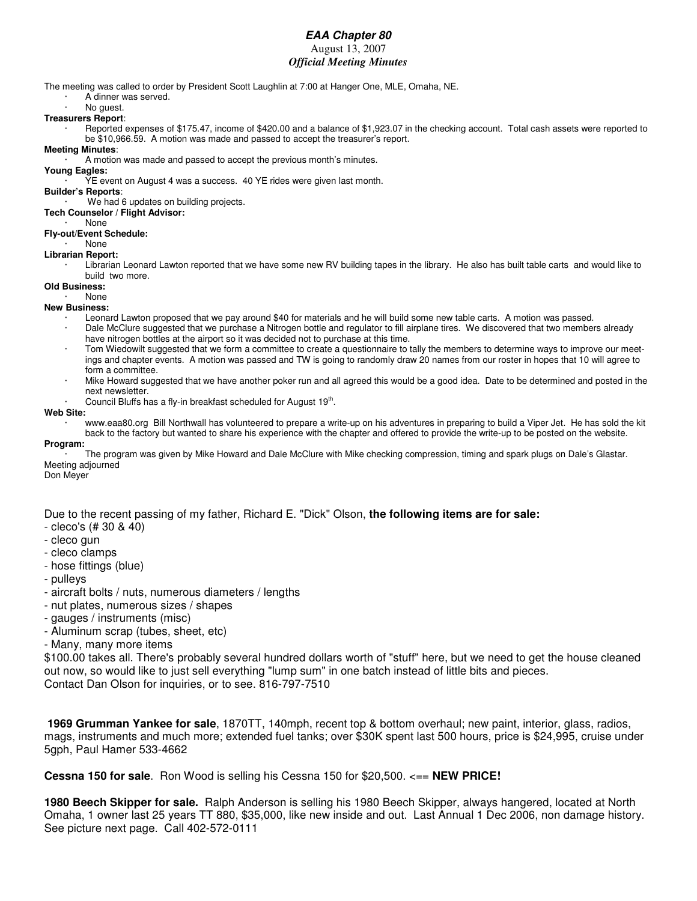# *EAA Chapter 80*

August 13, 2007

***Official Meeting Minutes***

The meeting was called to order by President Scott Laughlin at 7:00 at Hanger One, MLE, Omaha, NE.

- A dinner was served.
- No guest.

**Treasurers Report**:

- Reported expenses of $175.47, income of $420.00 and a balance of $1,923.07 in the checking account. Total cash assets were reported to be $10,966.59. A motion was made and passed to accept the treasurer's report.

**Meeting Minutes**:

- A motion was made and passed to accept the previous month's minutes.

**Young Eagles:**

- YE event on August 4 was a success. 40 YE rides were given last month.

**Builder's Reports**:

- We had 6 updates on building projects.

**Tech Counselor / Flight Advisor:**

- None

**Fly-out/Event Schedule:**

- None

**Librarian Report:**

- Librarian Leonard Lawton reported that we have some new RV building tapes in the library. He also has built table carts and would like to build two more.

**Old Business:**

- None

**New Business:**

- Leonard Lawton proposed that we pay around $40 for materials and he will build some new table carts. A motion was passed.
- Dale McClure suggested that we purchase a Nitrogen bottle and regulator to fill airplane tires. We discovered that two members already have nitrogen bottles at the airport so it was decided not to purchase at this time.
- Tom Wiedowilt suggested that we form a committee to create a questionnaire to tally the members to determine ways to improve our meetings and chapter events. A motion was passed and TW is going to randomly draw 20 names from our roster in hopes that 10 will agree to form a committee.
- Mike Howard suggested that we have another poker run and all agreed this would be a good idea. Date to be determined and posted in the next newsletter.
- Council Bluffs has a fly-in breakfast scheduled for August 19th.

**Web Site:**

- www.eaa80.org Bill Northwall has volunteered to prepare a write-up on his adventures in preparing to build a Viper Jet. He has sold the kit back to the factory but wanted to share his experience with the chapter and offered to provide the write-up to be posted on the website.

**Program:**

- The program was given by Mike Howard and Dale McClure with Mike checking compression, timing and spark plugs on Dale's Glastar.

Meeting adjourned

Don Meyer

Due to the recent passing of my father, Richard E. "Dick" Olson, **the following items are for sale:**

- cleco's (# 30 & 40)
- cleco gun
- cleco clamps
- hose fittings (blue)
- pulleys
- aircraft bolts / nuts, numerous diameters / lengths
- nut plates, numerous sizes / shapes
- gauges / instruments (misc)
- Aluminum scrap (tubes, sheet, etc)
- Many, many more items

$100.00 takes all. There's probably several hundred dollars worth of "stuff" here, but we need to get the house cleaned out now, so would like to just sell everything "lump sum" in one batch instead of little bits and pieces.

Contact Dan Olson for inquiries, or to see. 816-797-7510

**1969 Grumman Yankee for sale**, 1870TT, 140mph, recent top & bottom overhaul; new paint, interior, glass, radios, mags, instruments and much more; extended fuel tanks; over $30K spent last 500 hours, price is $24,995, cruise under 5gph, Paul Hamer 533-4662

**Cessna 150 for sale**. Ron Wood is selling his Cessna 150 for $20,500. <== **NEW PRICE!**

**1980 Beech Skipper for sale.** Ralph Anderson is selling his 1980 Beech Skipper, always hangered, located at North Omaha, 1 owner last 25 years TT 880, $35,000, like new inside and out. Last Annual 1 Dec 2006, non damage history. See picture next page. Call 402-572-0111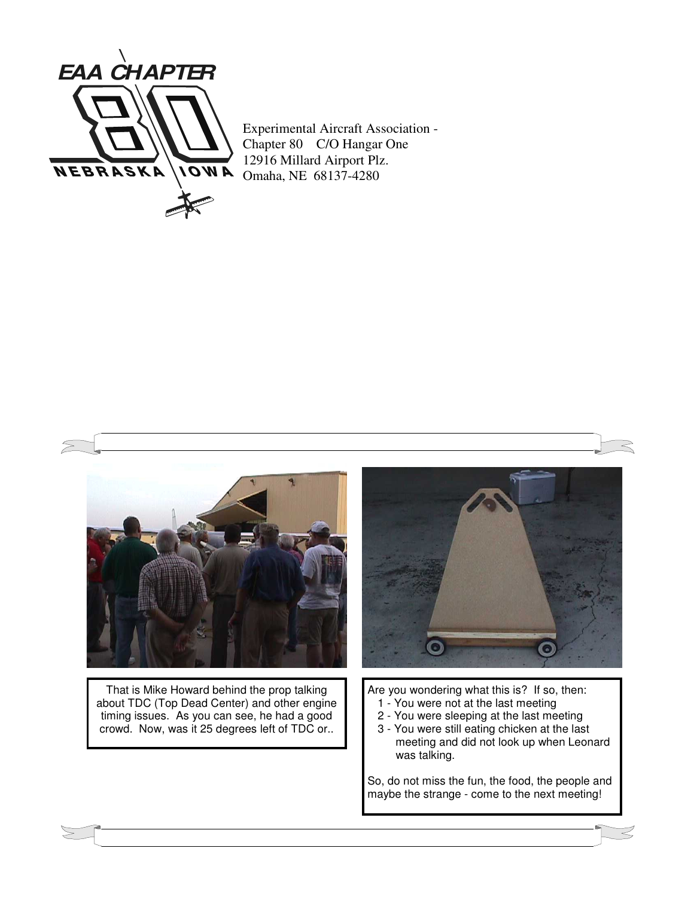EAA CHAPTER 80 NEBRASKA IOWA

Experimental Aircraft Association -
Chapter 80 C/O Hangar One
12916 Millard Airport Plz.
Omaha, NE 68137-4280

That is Mike Howard behind the prop talking about TDC (Top Dead Center) and other engine timing issues. As you can see, he had a good crowd. Now, was it 25 degrees left of TDC or..

Are you wondering what this is? If so, then:

1 - You were not at the last meeting
2 - You were sleeping at the last meeting
3 - You were still eating chicken at the last meeting and did not look up when Leonard was talking.

So, do not miss the fun, the food, the people and maybe the strange - come to the next meeting!